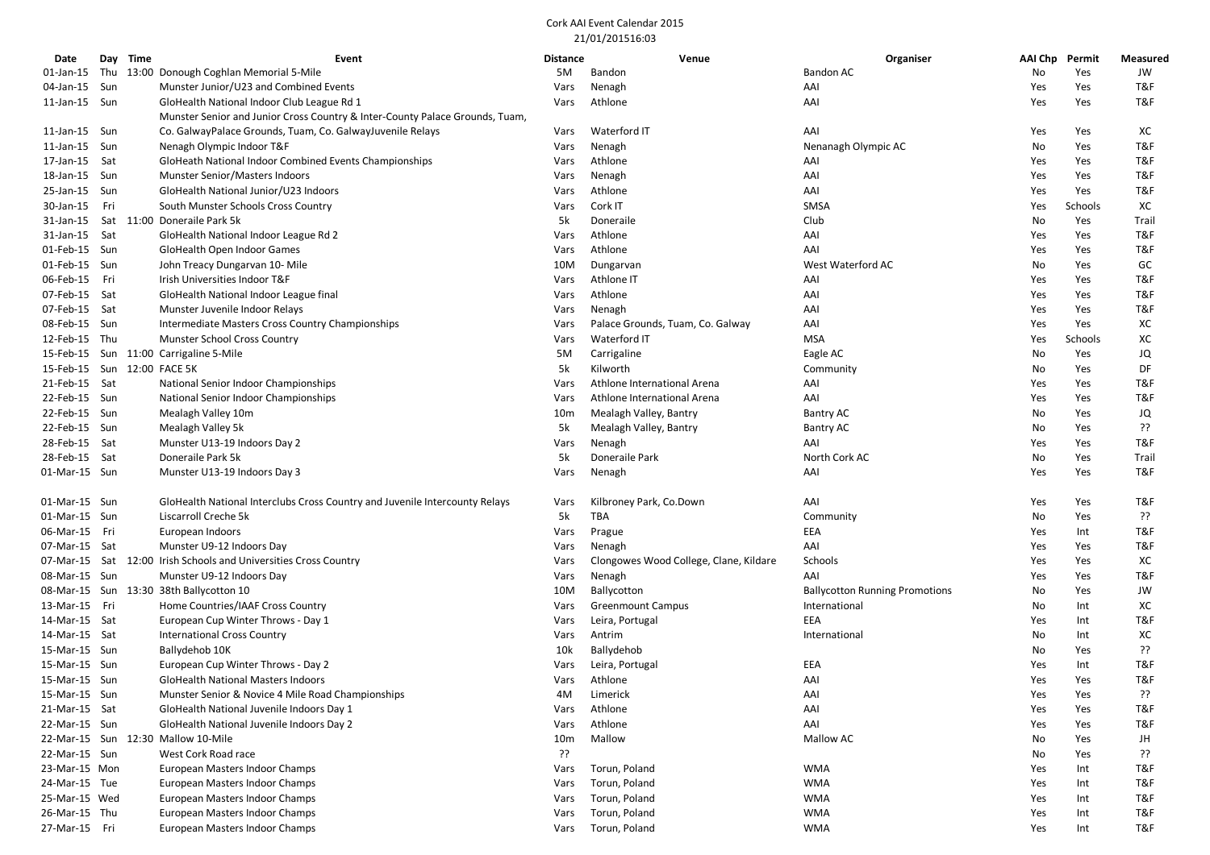Cork AAI Event Calendar 2015

21/01/201516:03

| Date | Day | Time | Event | Distance | Venue | Organiser | AAI Chp | Permit | Measured |
|---|---|---|---|---|---|---|---|---|---|
| 01-Jan-15 | Thu | 13:00 | Donough Coghlan Memorial 5-Mile | 5M | Bandon | Bandon AC | No | Yes | JW |
| 04-Jan-15 | Sun | | Munster Junior/U23 and Combined Events | Vars | Nenagh | AAI | Yes | Yes | T&F |
| 11-Jan-15 | Sun | | GloHealth National Indoor Club League Rd 1 | Vars | Athlone | AAI | Yes | Yes | T&F |
| 11-Jan-15 | Sun | | Munster Senior and Junior Cross Country & Inter-County Palace Grounds, Tuam, Co. GalwayPalace Grounds, Tuam, Co. GalwayJuvenile Relays | Vars | Waterford IT | AAI | Yes | Yes | XC |
| 11-Jan-15 | Sun | | Nenagh Olympic Indoor T&F | Vars | Nenagh | Nenanagh Olympic AC | No | Yes | T&F |
| 17-Jan-15 | Sat | | GloHeath National Indoor Combined Events Championships | Vars | Athlone | AAI | Yes | Yes | T&F |
| 18-Jan-15 | Sun | | Munster Senior/Masters Indoors | Vars | Nenagh | AAI | Yes | Yes | T&F |
| 25-Jan-15 | Sun | | GloHealth National Junior/U23 Indoors | Vars | Athlone | AAI | Yes | Yes | T&F |
| 30-Jan-15 | Fri | | South Munster Schools Cross Country | Vars | Cork IT | SMSA | Yes | Schools | XC |
| 31-Jan-15 | Sat | 11:00 | Doneraile Park 5k | 5k | Doneraile | Club | No | Yes | Trail |
| 31-Jan-15 | Sat | | GloHealth National Indoor League Rd 2 | Vars | Athlone | AAI | Yes | Yes | T&F |
| 01-Feb-15 | Sun | | GloHealth Open Indoor Games | Vars | Athlone | AAI | Yes | Yes | T&F |
| 01-Feb-15 | Sun | | John Treacy Dungarvan 10- Mile | 10M | Dungarvan | West Waterford AC | No | Yes | GC |
| 06-Feb-15 | Fri | | Irish Universities Indoor T&F | Vars | Athlone IT | AAI | Yes | Yes | T&F |
| 07-Feb-15 | Sat | | GloHealth National Indoor League final | Vars | Athlone | AAI | Yes | Yes | T&F |
| 07-Feb-15 | Sat | | Munster Juvenile Indoor Relays | Vars | Nenagh | AAI | Yes | Yes | T&F |
| 08-Feb-15 | Sun | | Intermediate Masters Cross Country Championships | Vars | Palace Grounds, Tuam, Co. Galway | AAI | Yes | Yes | XC |
| 12-Feb-15 | Thu | | Munster School Cross Country | Vars | Waterford IT | MSA | Yes | Schools | XC |
| 15-Feb-15 | Sun | 11:00 | Carrigaline 5-Mile | 5M | Carrigaline | Eagle AC | No | Yes | JQ |
| 15-Feb-15 | Sun | 12:00 | FACE 5K | 5k | Kilworth | Community | No | Yes | DF |
| 21-Feb-15 | Sat | | National Senior Indoor Championships | Vars | Athlone International Arena | AAI | Yes | Yes | T&F |
| 22-Feb-15 | Sun | | National Senior Indoor Championships | Vars | Athlone International Arena | AAI | Yes | Yes | T&F |
| 22-Feb-15 | Sun | | Mealagh Valley 10m | 10m | Mealagh Valley, Bantry | Bantry AC | No | Yes | JQ |
| 22-Feb-15 | Sun | | Mealagh Valley 5k | 5k | Mealagh Valley, Bantry | Bantry AC | No | Yes | ?? |
| 28-Feb-15 | Sat | | Munster U13-19 Indoors Day 2 | Vars | Nenagh | AAI | Yes | Yes | T&F |
| 28-Feb-15 | Sat | | Doneraile Park 5k | 5k | Doneraile Park | North Cork AC | No | Yes | Trail |
| 01-Mar-15 | Sun | | Munster U13-19 Indoors Day 3 | Vars | Nenagh | AAI | Yes | Yes | T&F |
| 01-Mar-15 | Sun | | GloHealth National Interclubs Cross Country and Juvenile Intercounty Relays | Vars | Kilbroney Park, Co.Down | AAI | Yes | Yes | T&F |
| 01-Mar-15 | Sun | | Liscarroll Creche 5k | 5k | TBA | Community | No | Yes | ?? |
| 06-Mar-15 | Fri | | European Indoors | Vars | Prague | EEA | Yes | Int | T&F |
| 07-Mar-15 | Sat | | Munster U9-12 Indoors Day | Vars | Nenagh | AAI | Yes | Yes | T&F |
| 07-Mar-15 | Sat | 12:00 | Irish Schools and Universities Cross Country | Vars | Clongowes Wood College, Clane, Kildare | Schools | Yes | Yes | XC |
| 08-Mar-15 | Sun | | Munster U9-12 Indoors Day | Vars | Nenagh | AAI | Yes | Yes | T&F |
| 08-Mar-15 | Sun | 13:30 | 38th Ballycotton 10 | 10M | Ballycotton | Ballycotton Running Promotions | No | Yes | JW |
| 13-Mar-15 | Fri | | Home Countries/IAAF Cross Country | Vars | Greenmount Campus | International | No | Int | XC |
| 14-Mar-15 | Sat | | European Cup Winter Throws - Day 1 | Vars | Leira, Portugal | EEA | Yes | Int | T&F |
| 14-Mar-15 | Sat | | International Cross Country | Vars | Antrim | International | No | Int | XC |
| 15-Mar-15 | Sun | | Ballydehob 10K | 10k | Ballydehob | | No | Yes | ?? |
| 15-Mar-15 | Sun | | European Cup Winter Throws - Day 2 | Vars | Leira, Portugal | EEA | Yes | Int | T&F |
| 15-Mar-15 | Sun | | GloHealth National Masters Indoors | Vars | Athlone | AAI | Yes | Yes | T&F |
| 15-Mar-15 | Sun | | Munster Senior & Novice 4 Mile Road Championships | 4M | Limerick | AAI | Yes | Yes | ?? |
| 21-Mar-15 | Sat | | GloHealth National Juvenile Indoors Day 1 | Vars | Athlone | AAI | Yes | Yes | T&F |
| 22-Mar-15 | Sun | | GloHealth National Juvenile Indoors Day 2 | Vars | Athlone | AAI | Yes | Yes | T&F |
| 22-Mar-15 | Sun | 12:30 | Mallow 10-Mile | 10m | Mallow | Mallow AC | No | Yes | JH |
| 22-Mar-15 | Sun | | West Cork Road race | ?? | | | No | Yes | ?? |
| 23-Mar-15 | Mon | | European Masters Indoor Champs | Vars | Torun, Poland | WMA | Yes | Int | T&F |
| 24-Mar-15 | Tue | | European Masters Indoor Champs | Vars | Torun, Poland | WMA | Yes | Int | T&F |
| 25-Mar-15 | Wed | | European Masters Indoor Champs | Vars | Torun, Poland | WMA | Yes | Int | T&F |
| 26-Mar-15 | Thu | | European Masters Indoor Champs | Vars | Torun, Poland | WMA | Yes | Int | T&F |
| 27-Mar-15 | Fri | | European Masters Indoor Champs | Vars | Torun, Poland | WMA | Yes | Int | T&F |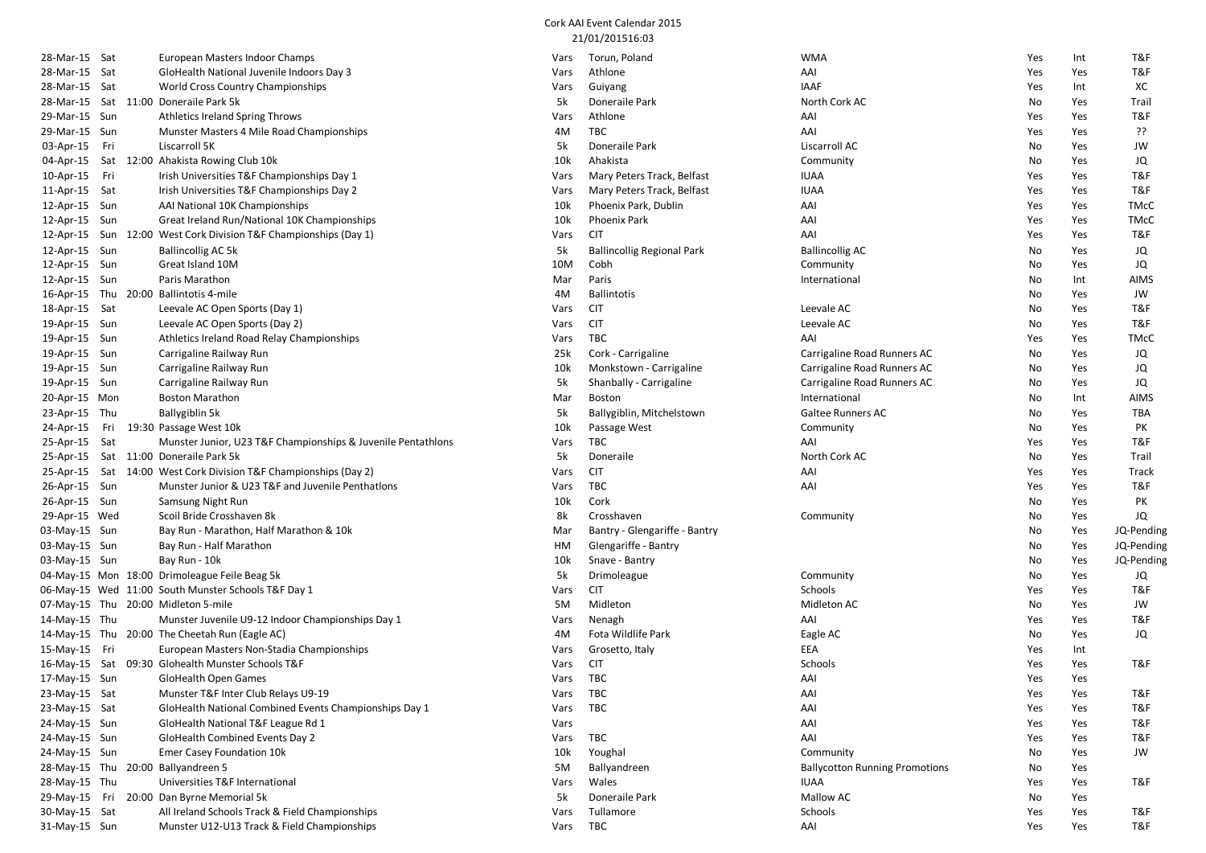Cork AAI Event Calendar 2015
21/01/201516:03

| Date | Day | Time | Event | Dist | Venue | Organiser | | | |
|---|---|---|---|---|---|---|---|---|---|
| 28-Mar-15 | Sat | | European Masters Indoor Champs | Vars | Torun, Poland | WMA | Yes | Int | T&F |
| 28-Mar-15 | Sat | | GloHealth National Juvenile Indoors Day 3 | Vars | Athlone | AAI | Yes | Yes | T&F |
| 28-Mar-15 | Sat | | World Cross Country Championships | Vars | Guiyang | IAAF | Yes | Int | XC |
| 28-Mar-15 | Sat | 11:00 | Doneraile Park 5k | 5k | Doneraile Park | North Cork AC | No | Yes | Trail |
| 29-Mar-15 | Sun | | Athletics Ireland Spring Throws | Vars | Athlone | AAI | Yes | Yes | T&F |
| 29-Mar-15 | Sun | | Munster Masters 4 Mile Road Championships | 4M | TBC | AAI | Yes | Yes | ?? |
| 03-Apr-15 | Fri | | Liscarroll 5K | 5k | Doneraile Park | Liscarroll AC | No | Yes | JW |
| 04-Apr-15 | Sat | 12:00 | Ahakista Rowing Club 10k | 10k | Ahakista | Community | No | Yes | JQ |
| 10-Apr-15 | Fri | | Irish Universities T&F Championships Day 1 | Vars | Mary Peters Track, Belfast | IUAA | Yes | Yes | T&F |
| 11-Apr-15 | Sat | | Irish Universities T&F Championships Day 2 | Vars | Mary Peters Track, Belfast | IUAA | Yes | Yes | T&F |
| 12-Apr-15 | Sun | | AAI National 10K Championships | 10k | Phoenix Park, Dublin | AAI | Yes | Yes | TMcC |
| 12-Apr-15 | Sun | | Great Ireland Run/National 10K Championships | 10k | Phoenix Park | AAI | Yes | Yes | TMcC |
| 12-Apr-15 | Sun | 12:00 | West Cork Division T&F Championships (Day 1) | Vars | CIT | AAI | Yes | Yes | T&F |
| 12-Apr-15 | Sun | | Ballincollig AC 5k | 5k | Ballincollig Regional Park | Ballincollig AC | No | Yes | JQ |
| 12-Apr-15 | Sun | | Great Island 10M | 10M | Cobh | Community | No | Yes | JQ |
| 12-Apr-15 | Sun | | Paris Marathon | Mar | Paris | International | No | Int | AIMS |
| 16-Apr-15 | Thu | 20:00 | Ballintotis 4-mile | 4M | Ballintotis | | No | Yes | JW |
| 18-Apr-15 | Sat | | Leevale AC Open Sports (Day 1) | Vars | CIT | Leevale AC | No | Yes | T&F |
| 19-Apr-15 | Sun | | Leevale AC Open Sports (Day 2) | Vars | CIT | Leevale AC | No | Yes | T&F |
| 19-Apr-15 | Sun | | Athletics Ireland Road Relay Championships | Vars | TBC | AAI | Yes | Yes | TMcC |
| 19-Apr-15 | Sun | | Carrigaline Railway Run | 25k | Cork - Carrigaline | Carrigaline Road Runners AC | No | Yes | JQ |
| 19-Apr-15 | Sun | | Carrigaline Railway Run | 10k | Monkstown - Carrigaline | Carrigaline Road Runners AC | No | Yes | JQ |
| 19-Apr-15 | Sun | | Carrigaline Railway Run | 5k | Shanbally - Carrigaline | Carrigaline Road Runners AC | No | Yes | JQ |
| 20-Apr-15 | Mon | | Boston Marathon | Mar | Boston | International | No | Int | AIMS |
| 23-Apr-15 | Thu | | Ballygiblin 5k | 5k | Ballygiblin, Mitchelstown | Galtee Runners AC | No | Yes | TBA |
| 24-Apr-15 | Fri | 19:30 | Passage West 10k | 10k | Passage West | Community | No | Yes | PK |
| 25-Apr-15 | Sat | | Munster Junior, U23 T&F Championships & Juvenile Pentathlons | Vars | TBC | AAI | Yes | Yes | T&F |
| 25-Apr-15 | Sat | 11:00 | Doneraile Park 5k | 5k | Doneraile | North Cork AC | No | Yes | Trail |
| 25-Apr-15 | Sat | 14:00 | West Cork Division T&F Championships (Day 2) | Vars | CIT | AAI | Yes | Yes | Track |
| 26-Apr-15 | Sun | | Munster Junior & U23 T&F and Juvenile Penthatlons | Vars | TBC | AAI | Yes | Yes | T&F |
| 26-Apr-15 | Sun | | Samsung Night Run | 10k | Cork | | No | Yes | PK |
| 29-Apr-15 | Wed | | Scoil Bride Crosshaven 8k | 8k | Crosshaven | Community | No | Yes | JQ |
| 03-May-15 | Sun | | Bay Run - Marathon, Half Marathon & 10k | Mar | Bantry - Glengariffe - Bantry | | No | Yes | JQ-Pending |
| 03-May-15 | Sun | | Bay Run - Half Marathon | HM | Glengariffe - Bantry | | No | Yes | JQ-Pending |
| 03-May-15 | Sun | | Bay Run - 10k | 10k | Snave - Bantry | | No | Yes | JQ-Pending |
| 04-May-15 | Mon | 18:00 | Drimoleague Feile Beag 5k | 5k | Drimoleague | Community | No | Yes | JQ |
| 06-May-15 | Wed | 11:00 | South Munster Schools T&F Day 1 | Vars | CIT | Schools | Yes | Yes | T&F |
| 07-May-15 | Thu | 20:00 | Midleton 5-mile | 5M | Midleton | Midleton AC | No | Yes | JW |
| 14-May-15 | Thu | | Munster Juvenile U9-12 Indoor Championships Day 1 | Vars | Nenagh | AAI | Yes | Yes | T&F |
| 14-May-15 | Thu | 20:00 | The Cheetah Run (Eagle AC) | 4M | Fota Wildlife Park | Eagle AC | No | Yes | JQ |
| 15-May-15 | Fri | | European Masters Non-Stadia Championships | Vars | Grosetto, Italy | EEA | Yes | Int | |
| 16-May-15 | Sat | 09:30 | Glohealth Munster Schools T&F | Vars | CIT | Schools | Yes | Yes | T&F |
| 17-May-15 | Sun | | GloHealth Open Games | Vars | TBC | AAI | Yes | Yes | |
| 23-May-15 | Sat | | Munster T&F Inter Club Relays U9-19 | Vars | TBC | AAI | Yes | Yes | T&F |
| 23-May-15 | Sat | | GloHealth National Combined Events Championships Day 1 | Vars | TBC | AAI | Yes | Yes | T&F |
| 24-May-15 | Sun | | GloHealth National T&F League Rd 1 | Vars | | AAI | Yes | Yes | T&F |
| 24-May-15 | Sun | | GloHealth Combined Events Day 2 | Vars | TBC | AAI | Yes | Yes | T&F |
| 24-May-15 | Sun | | Emer Casey Foundation 10k | 10k | Youghal | Community | No | Yes | JW |
| 28-May-15 | Thu | 20:00 | Ballyandreen 5 | 5M | Ballyandreen | Ballycotton Running Promotions | No | Yes | |
| 28-May-15 | Thu | | Universities T&F International | Vars | Wales | IUAA | Yes | Yes | T&F |
| 29-May-15 | Fri | 20:00 | Dan Byrne Memorial 5k | 5k | Doneraile Park | Mallow AC | No | Yes | |
| 30-May-15 | Sat | | All Ireland Schools Track & Field Championships | Vars | Tullamore | Schools | Yes | Yes | T&F |
| 31-May-15 | Sun | | Munster U12-U13 Track & Field Championships | Vars | TBC | AAI | Yes | Yes | T&F |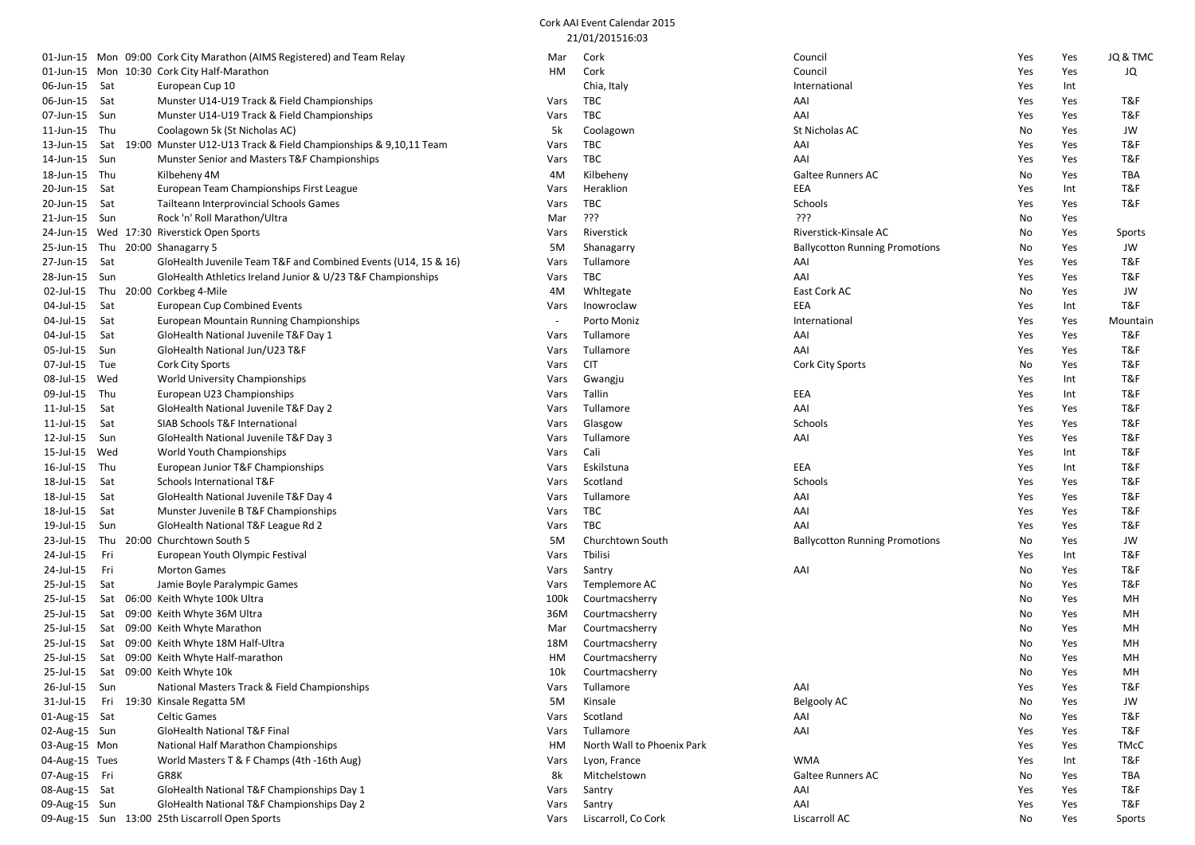Cork AAI Event Calendar 2015

21/01/201516:03

| Date | Day | Time | Event | Dist | Venue | Organiser | | | |
|---|---|---|---|---|---|---|---|---|---|
| 01-Jun-15 | Mon | 09:00 | Cork City Marathon (AIMS Registered) and Team Relay | Mar | Cork | Council | Yes | Yes | JQ & TMC |
| 01-Jun-15 | Mon | 10:30 | Cork City Half-Marathon | HM | Cork | Council | Yes | Yes | JQ |
| 06-Jun-15 | Sat | | European Cup 10 | | Chia, Italy | International | Yes | Int | |
| 06-Jun-15 | Sat | | Munster U14-U19 Track & Field Championships | Vars | TBC | AAI | Yes | Yes | T&F |
| 07-Jun-15 | Sun | | Munster U14-U19 Track & Field Championships | Vars | TBC | AAI | Yes | Yes | T&F |
| 11-Jun-15 | Thu | | Coolagown 5k (St Nicholas AC) | 5k | Coolagown | St Nicholas AC | No | Yes | JW |
| 13-Jun-15 | Sat | 19:00 | Munster U12-U13 Track & Field Championships & 9,10,11 Team | Vars | TBC | AAI | Yes | Yes | T&F |
| 14-Jun-15 | Sun | | Munster Senior and Masters T&F Championships | Vars | TBC | AAI | Yes | Yes | T&F |
| 18-Jun-15 | Thu | | Kilbeheny 4M | 4M | Kilbeheny | Galtee Runners AC | No | Yes | TBA |
| 20-Jun-15 | Sat | | European Team Championships First League | Vars | Heraklion | EEA | Yes | Int | T&F |
| 20-Jun-15 | Sat | | Tailteann Interprovincial Schools Games | Vars | TBC | Schools | Yes | Yes | T&F |
| 21-Jun-15 | Sun | | Rock 'n' Roll Marathon/Ultra | Mar | ??? | ??? | No | Yes | |
| 24-Jun-15 | Wed | 17:30 | Riverstick Open Sports | Vars | Riverstick | Riverstick-Kinsale AC | No | Yes | Sports |
| 25-Jun-15 | Thu | 20:00 | Shanagarry 5 | 5M | Shanagarry | Ballycotton Running Promotions | No | Yes | JW |
| 27-Jun-15 | Sat | | GloHealth Juvenile Team T&F and Combined Events (U14, 15 & 16) | Vars | Tullamore | AAI | Yes | Yes | T&F |
| 28-Jun-15 | Sun | | GloHealth Athletics Ireland Junior & U/23 T&F Championships | Vars | TBC | AAI | Yes | Yes | T&F |
| 02-Jul-15 | Thu | 20:00 | Corkbeg 4-Mile | 4M | Whltegate | East Cork AC | No | Yes | JW |
| 04-Jul-15 | Sat | | European Cup Combined Events | Vars | Inowroclaw | EEA | Yes | Int | T&F |
| 04-Jul-15 | Sat | | European Mountain Running Championships | - | Porto Moniz | International | Yes | Yes | Mountain |
| 04-Jul-15 | Sat | | GloHealth National Juvenile T&F Day 1 | Vars | Tullamore | AAI | Yes | Yes | T&F |
| 05-Jul-15 | Sun | | GloHealth National Jun/U23 T&F | Vars | Tullamore | AAI | Yes | Yes | T&F |
| 07-Jul-15 | Tue | | Cork City Sports | Vars | CIT | Cork City Sports | No | Yes | T&F |
| 08-Jul-15 | Wed | | World University Championships | Vars | Gwangju | | Yes | Int | T&F |
| 09-Jul-15 | Thu | | European U23 Championships | Vars | Tallin | EEA | Yes | Int | T&F |
| 11-Jul-15 | Sat | | GloHealth National Juvenile T&F Day 2 | Vars | Tullamore | AAI | Yes | Yes | T&F |
| 11-Jul-15 | Sat | | SIAB Schools T&F International | Vars | Glasgow | Schools | Yes | Yes | T&F |
| 12-Jul-15 | Sun | | GloHealth National Juvenile T&F Day 3 | Vars | Tullamore | AAI | Yes | Yes | T&F |
| 15-Jul-15 | Wed | | World Youth Championships | Vars | Cali | | Yes | Int | T&F |
| 16-Jul-15 | Thu | | European Junior T&F Championships | Vars | Eskilstuna | EEA | Yes | Int | T&F |
| 18-Jul-15 | Sat | | Schools International T&F | Vars | Scotland | Schools | Yes | Yes | T&F |
| 18-Jul-15 | Sat | | GloHealth National Juvenile T&F Day 4 | Vars | Tullamore | AAI | Yes | Yes | T&F |
| 18-Jul-15 | Sat | | Munster Juvenile B T&F Championships | Vars | TBC | AAI | Yes | Yes | T&F |
| 19-Jul-15 | Sun | | GloHealth National T&F League Rd 2 | Vars | TBC | AAI | Yes | Yes | T&F |
| 23-Jul-15 | Thu | 20:00 | Churchtown South 5 | 5M | Churchtown South | Ballycotton Running Promotions | No | Yes | JW |
| 24-Jul-15 | Fri | | European Youth Olympic Festival | Vars | Tbilisi | | Yes | Int | T&F |
| 24-Jul-15 | Fri | | Morton Games | Vars | Santry | AAI | No | Yes | T&F |
| 25-Jul-15 | Sat | | Jamie Boyle Paralympic Games | Vars | Templemore AC | | No | Yes | T&F |
| 25-Jul-15 | Sat | 06:00 | Keith Whyte 100k Ultra | 100k | Courtmacsherry | | No | Yes | MH |
| 25-Jul-15 | Sat | 09:00 | Keith Whyte 36M Ultra | 36M | Courtmacsherry | | No | Yes | MH |
| 25-Jul-15 | Sat | 09:00 | Keith Whyte Marathon | Mar | Courtmacsherry | | No | Yes | MH |
| 25-Jul-15 | Sat | 09:00 | Keith Whyte 18M Half-Ultra | 18M | Courtmacsherry | | No | Yes | MH |
| 25-Jul-15 | Sat | 09:00 | Keith Whyte Half-marathon | HM | Courtmacsherry | | No | Yes | MH |
| 25-Jul-15 | Sat | 09:00 | Keith Whyte 10k | 10k | Courtmacsherry | | No | Yes | MH |
| 26-Jul-15 | Sun | | National Masters Track & Field Championships | Vars | Tullamore | AAI | Yes | Yes | T&F |
| 31-Jul-15 | Fri | 19:30 | Kinsale Regatta 5M | 5M | Kinsale | Belgooly AC | No | Yes | JW |
| 01-Aug-15 | Sat | | Celtic Games | Vars | Scotland | AAI | No | Yes | T&F |
| 02-Aug-15 | Sun | | GloHealth National T&F Final | Vars | Tullamore | AAI | Yes | Yes | T&F |
| 03-Aug-15 | Mon | | National Half Marathon Championships | HM | North Wall to Phoenix Park | | Yes | Yes | TMcC |
| 04-Aug-15 | Tues | | World Masters T & F Champs (4th -16th Aug) | Vars | Lyon, France | WMA | Yes | Int | T&F |
| 07-Aug-15 | Fri | | GR8K | 8k | Mitchelstown | Galtee Runners AC | No | Yes | TBA |
| 08-Aug-15 | Sat | | GloHealth National T&F Championships Day 1 | Vars | Santry | AAI | Yes | Yes | T&F |
| 09-Aug-15 | Sun | | GloHealth National T&F Championships Day 2 | Vars | Santry | AAI | Yes | Yes | T&F |
| 09-Aug-15 | Sun | 13:00 | 25th Liscarroll Open Sports | Vars | Liscarroll, Co Cork | Liscarroll AC | No | Yes | Sports |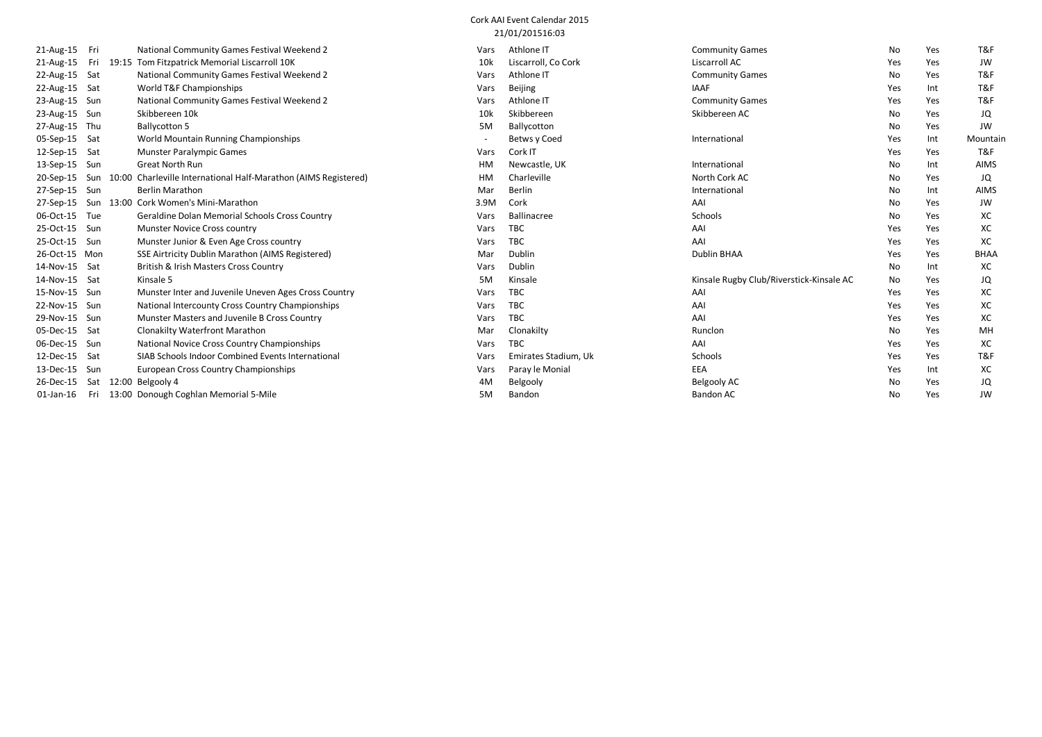Cork AAI Event Calendar 2015
21/01/201516:03

| | | | | | | | | | |
|---|---|---|---|---|---|---|---|---|---|
| 21-Aug-15 | Fri | | National Community Games Festival Weekend 2 | Vars | Athlone IT | Community Games | No | Yes | T&F |
| 21-Aug-15 | Fri | 19:15 | Tom Fitzpatrick Memorial Liscarroll 10K | 10k | Liscarroll, Co Cork | Liscarroll AC | Yes | Yes | JW |
| 22-Aug-15 | Sat | | National Community Games Festival Weekend 2 | Vars | Athlone IT | Community Games | No | Yes | T&F |
| 22-Aug-15 | Sat | | World T&F Championships | Vars | Beijing | IAAF | Yes | Int | T&F |
| 23-Aug-15 | Sun | | National Community Games Festival Weekend 2 | Vars | Athlone IT | Community Games | Yes | Yes | T&F |
| 23-Aug-15 | Sun | | Skibbereen 10k | 10k | Skibbereen | Skibbereen AC | No | Yes | JQ |
| 27-Aug-15 | Thu | | Ballycotton 5 | 5M | Ballycotton | | No | Yes | JW |
| 05-Sep-15 | Sat | | World Mountain Running Championships | - | Betws y Coed | International | Yes | Int | Mountain |
| 12-Sep-15 | Sat | | Munster Paralympic Games | Vars | Cork IT | | Yes | Yes | T&F |
| 13-Sep-15 | Sun | | Great North Run | HM | Newcastle, UK | International | No | Int | AIMS |
| 20-Sep-15 | Sun | 10:00 | Charleville International Half-Marathon (AIMS Registered) | HM | Charleville | North Cork AC | No | Yes | JQ |
| 27-Sep-15 | Sun | | Berlin Marathon | Mar | Berlin | International | No | Int | AIMS |
| 27-Sep-15 | Sun | 13:00 | Cork Women's Mini-Marathon | 3.9M | Cork | AAI | No | Yes | JW |
| 06-Oct-15 | Tue | | Geraldine Dolan Memorial Schools Cross Country | Vars | Ballinacree | Schools | No | Yes | XC |
| 25-Oct-15 | Sun | | Munster Novice Cross country | Vars | TBC | AAI | Yes | Yes | XC |
| 25-Oct-15 | Sun | | Munster Junior & Even Age Cross country | Vars | TBC | AAI | Yes | Yes | XC |
| 26-Oct-15 | Mon | | SSE Airtricity Dublin Marathon (AIMS Registered) | Mar | Dublin | Dublin BHAA | Yes | Yes | BHAA |
| 14-Nov-15 | Sat | | British & Irish Masters Cross Country | Vars | Dublin | | No | Int | XC |
| 14-Nov-15 | Sat | | Kinsale 5 | 5M | Kinsale | Kinsale Rugby Club/Riverstick-Kinsale AC | No | Yes | JQ |
| 15-Nov-15 | Sun | | Munster Inter and Juvenile Uneven Ages Cross Country | Vars | TBC | AAI | Yes | Yes | XC |
| 22-Nov-15 | Sun | | National Intercounty Cross Country Championships | Vars | TBC | AAI | Yes | Yes | XC |
| 29-Nov-15 | Sun | | Munster Masters and Juvenile B Cross Country | Vars | TBC | AAI | Yes | Yes | XC |
| 05-Dec-15 | Sat | | Clonakilty Waterfront Marathon | Mar | Clonakilty | Runclon | No | Yes | MH |
| 06-Dec-15 | Sun | | National Novice Cross Country Championships | Vars | TBC | AAI | Yes | Yes | XC |
| 12-Dec-15 | Sat | | SIAB Schools Indoor Combined Events International | Vars | Emirates Stadium, Uk | Schools | Yes | Yes | T&F |
| 13-Dec-15 | Sun | | European Cross Country Championships | Vars | Paray le Monial | EEA | Yes | Int | XC |
| 26-Dec-15 | Sat | 12:00 | Belgooly 4 | 4M | Belgooly | Belgooly AC | No | Yes | JQ |
| 01-Jan-16 | Fri | 13:00 | Donough Coghlan Memorial 5-Mile | 5M | Bandon | Bandon AC | No | Yes | JW |